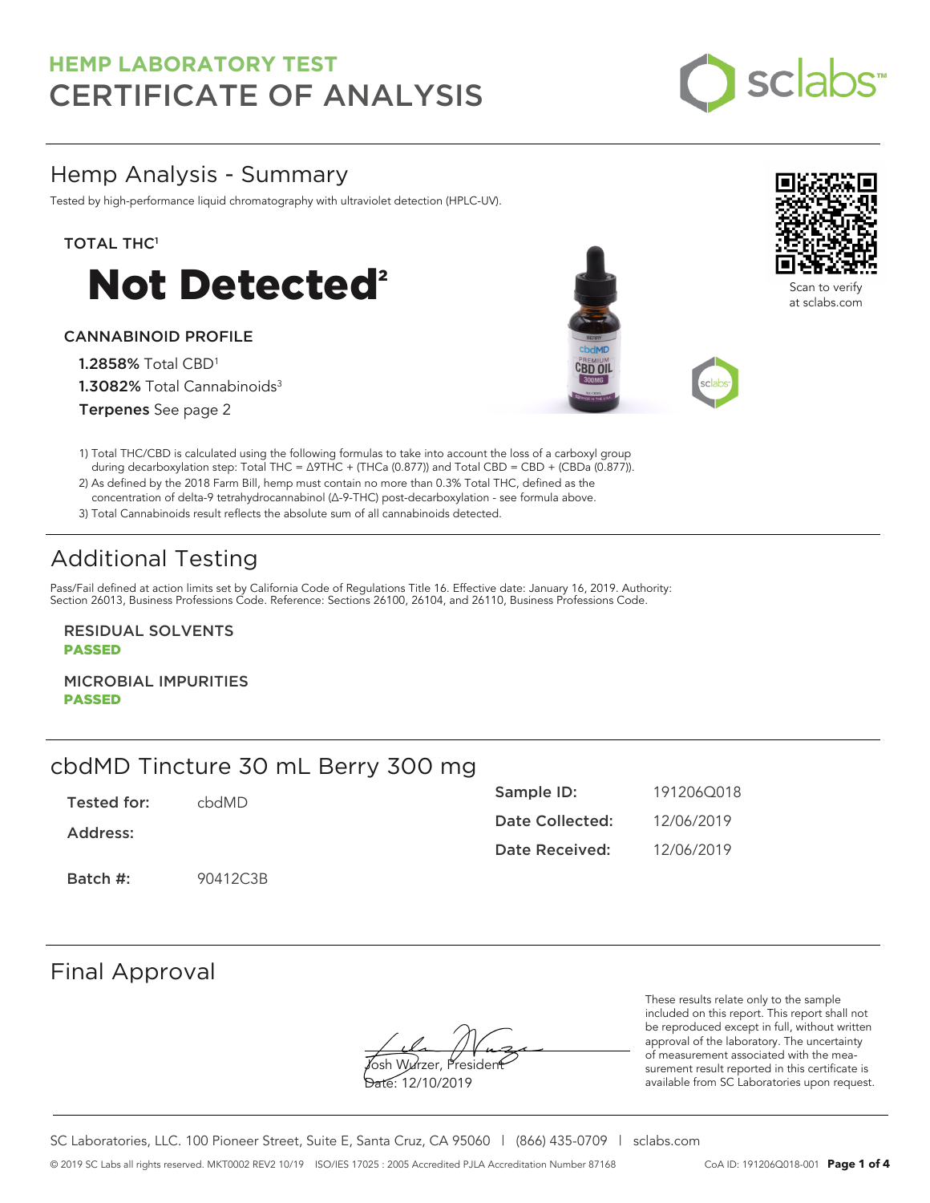# HEMP LABORATORY TEST
# CERTIFICATE OF ANALYSIS

## Hemp Analysis - Summary

Tested by high-performance liquid chromatography with ultraviolet detection (HPLC-UV).

**TOTAL THC[1]**

# Not Detected[2]

**CANNABINOID PROFILE**

**1.2858%** Total CBD[1]
**1.3082%** Total Cannabinoids[3]
**Terpenes** See page 2

Scan to verify at sclabs.com

1) Total THC/CBD is calculated using the following formulas to take into account the loss of a carboxyl group during decarboxylation step: Total THC = Δ9THC + (THCa (0.877)) and Total CBD = CBD + (CBDa (0.877)).
2) As defined by the 2018 Farm Bill, hemp must contain no more than 0.3% Total THC, defined as the concentration of delta-9 tetrahydrocannabinol (Δ-9-THC) post-decarboxylation - see formula above.
3) Total Cannabinoids result reflects the absolute sum of all cannabinoids detected.

## Additional Testing

Pass/Fail defined at action limits set by California Code of Regulations Title 16. Effective date: January 16, 2019. Authority: Section 26013, Business Professions Code. Reference: Sections 26100, 26104, and 26110, Business Professions Code.

**RESIDUAL SOLVENTS**
**PASSED**

**MICROBIAL IMPURITIES**
**PASSED**

## cbdMD Tincture 30 mL Berry 300 mg

| | | | |
|---|---|---|---|
| **Tested for:** | cbdMD | **Sample ID:** | 191206Q018 |
| **Address:** | | **Date Collected:** | 12/06/2019 |
| | | **Date Received:** | 12/06/2019 |
| **Batch #:** | 90412C3B | | |

## Final Approval

Josh Wurzer, President
Date: 12/10/2019

These results relate only to the sample included on this report. This report shall not be reproduced except in full, without written approval of the laboratory. The uncertainty of measurement associated with the measurement result reported in this certificate is available from SC Laboratories upon request.

SC Laboratories, LLC. 100 Pioneer Street, Suite E, Santa Cruz, CA 95060 | (866) 435-0709 | sclabs.com

© 2019 SC Labs all rights reserved. MKT0002 REV2 10/19 ISO/IES 17025 : 2005 Accredited PJLA Accreditation Number 87168 CoA ID: 191206Q018-001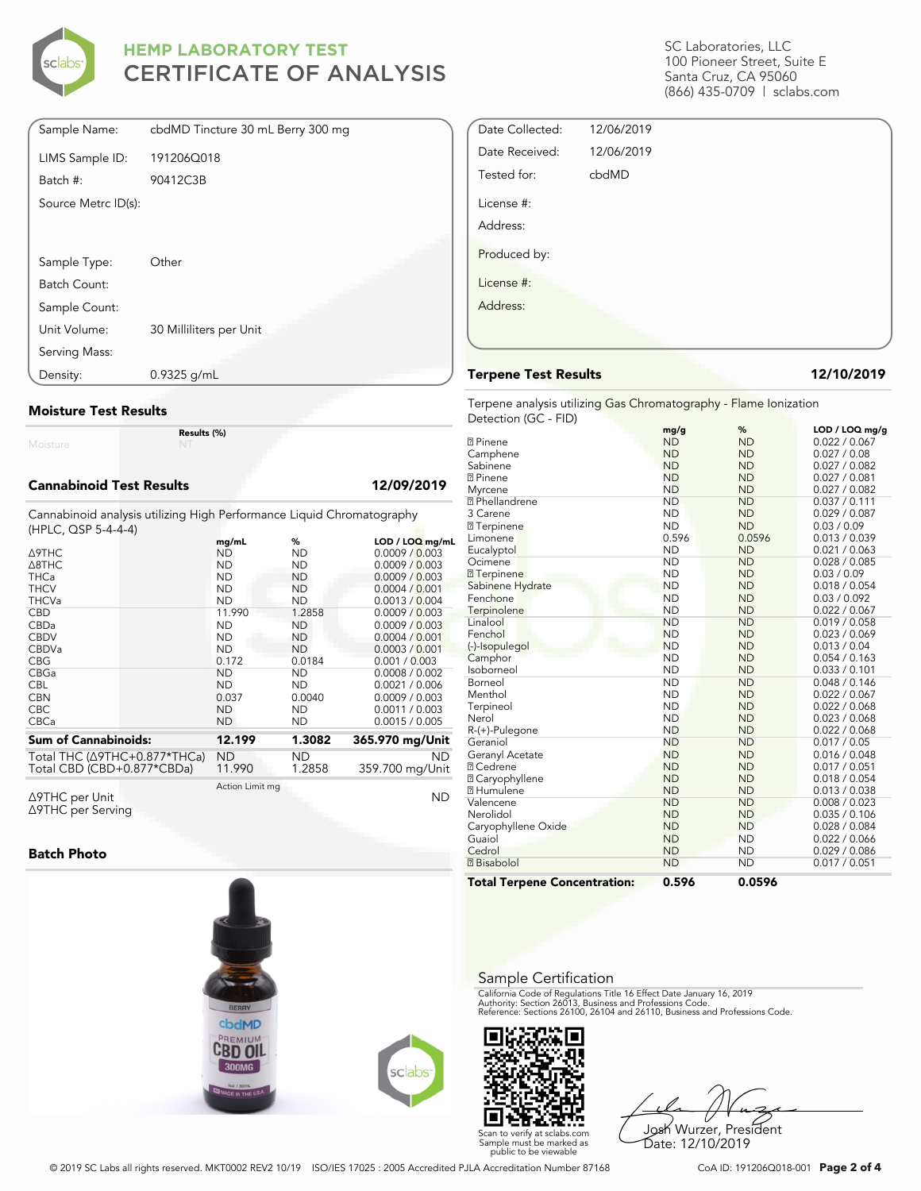# HEMP LABORATORY TEST
# CERTIFICATE OF ANALYSIS

SC Laboratories, LLC
100 Pioneer Street, Suite E
Santa Cruz, CA 95060
(866) 435-0709 | sclabs.com

| | |
|---|---|
| Sample Name: | cbdMD Tincture 30 mL Berry 300 mg |
| LIMS Sample ID: | 191206Q018 |
| Batch #: | 90412C3B |
| Source Metrc ID(s): | |
| Sample Type: | Other |
| Batch Count: | |
| Sample Count: | |
| Unit Volume: | 30 Milliliters per Unit |
| Serving Mass: | |
| Density: | 0.9325 g/mL |

| | |
|---|---|
| Date Collected: | 12/06/2019 |
| Date Received: | 12/06/2019 |
| Tested for: | cbdMD |
| License #: | |
| Address: | |
| Produced by: | |
| License #: | |
| Address: | |

## Moisture Test Results

| | Results (%) |
|---|---|
| Moisture | NT |

## Cannabinoid Test Results — 12/09/2019

Cannabinoid analysis utilizing High Performance Liquid Chromatography (HPLC, QSP 5-4-4-4)

| | mg/mL | % | LOD / LOQ mg/mL |
|---|---|---|---|
| Δ9THC | ND | ND | 0.0009 / 0.003 |
| Δ8THC | ND | ND | 0.0009 / 0.003 |
| THCa | ND | ND | 0.0009 / 0.003 |
| THCV | ND | ND | 0.0004 / 0.001 |
| THCVa | ND | ND | 0.0013 / 0.004 |
| CBD | 11.990 | 1.2858 | 0.0009 / 0.003 |
| CBDa | ND | ND | 0.0009 / 0.003 |
| CBDV | ND | ND | 0.0004 / 0.001 |
| CBDVa | ND | ND | 0.0003 / 0.001 |
| CBG | 0.172 | 0.0184 | 0.001 / 0.003 |
| CBGa | ND | ND | 0.0008 / 0.002 |
| CBL | ND | ND | 0.0021 / 0.006 |
| CBN | 0.037 | 0.0040 | 0.0009 / 0.003 |
| CBC | ND | ND | 0.0011 / 0.003 |
| CBCa | ND | ND | 0.0015 / 0.005 |
| **Sum of Cannabinoids:** | **12.199** | **1.3082** | **365.970 mg/Unit** |
| Total THC (Δ9THC+0.877*THCa) | ND | ND | ND |
| Total CBD (CBD+0.877*CBDa) | 11.990 | 1.2858 | 359.700 mg/Unit |

| | Action Limit mg | |
|---|---|---|
| Δ9THC per Unit | | ND |
| Δ9THC per Serving | | |

## Batch Photo

## Terpene Test Results — 12/10/2019

Terpene analysis utilizing Gas Chromatography - Flame Ionization Detection (GC - FID)

| | mg/g | % | LOD / LOQ mg/g |
|---|---|---|---|
| α Pinene | ND | ND | 0.022 / 0.067 |
| Camphene | ND | ND | 0.027 / 0.08 |
| Sabinene | ND | ND | 0.027 / 0.082 |
| β Pinene | ND | ND | 0.027 / 0.081 |
| Myrcene | ND | ND | 0.027 / 0.082 |
| α Phellandrene | ND | ND | 0.037 / 0.111 |
| 3 Carene | ND | ND | 0.029 / 0.087 |
| α Terpinene | ND | ND | 0.03 / 0.09 |
| Limonene | 0.596 | 0.0596 | 0.013 / 0.039 |
| Eucalyptol | ND | ND | 0.021 / 0.063 |
| Ocimene | ND | ND | 0.028 / 0.085 |
| γ Terpinene | ND | ND | 0.03 / 0.09 |
| Sabinene Hydrate | ND | ND | 0.018 / 0.054 |
| Fenchone | ND | ND | 0.03 / 0.092 |
| Terpinolene | ND | ND | 0.022 / 0.067 |
| Linalool | ND | ND | 0.019 / 0.058 |
| Fenchol | ND | ND | 0.023 / 0.069 |
| (-)-Isopulegol | ND | ND | 0.013 / 0.04 |
| Camphor | ND | ND | 0.054 / 0.163 |
| Isoborneol | ND | ND | 0.033 / 0.101 |
| Borneol | ND | ND | 0.048 / 0.146 |
| Menthol | ND | ND | 0.022 / 0.067 |
| Terpineol | ND | ND | 0.022 / 0.068 |
| Nerol | ND | ND | 0.023 / 0.068 |
| R-(+)-Pulegone | ND | ND | 0.022 / 0.068 |
| Geraniol | ND | ND | 0.017 / 0.05 |
| Geranyl Acetate | ND | ND | 0.016 / 0.048 |
| α Cedrene | ND | ND | 0.017 / 0.051 |
| β Caryophyllene | ND | ND | 0.018 / 0.054 |
| α Humulene | ND | ND | 0.013 / 0.038 |
| Valencene | ND | ND | 0.008 / 0.023 |
| Nerolidol | ND | ND | 0.035 / 0.106 |
| Caryophyllene Oxide | ND | ND | 0.028 / 0.084 |
| Guaiol | ND | ND | 0.022 / 0.066 |
| Cedrol | ND | ND | 0.029 / 0.086 |
| α Bisabolol | ND | ND | 0.017 / 0.051 |
| **Total Terpene Concentration:** | **0.596** | **0.0596** | |

## Sample Certification

California Code of Regulations Title 16 Effect Date January 16, 2019
Authority: Section 26013, Business and Professions Code.
Reference: Sections 26100, 26104 and 26110, Business and Professions Code.

Scan to verify at sclabs.com
Sample must be marked as public to be viewable

Josh Wurzer, President
Date: 12/10/2019

© 2019 SC Labs all rights reserved. MKT0002 REV2 10/19 ISO/IES 17025 : 2005 Accredited PJLA Accreditation Number 87168 CoA ID: 191206Q018-001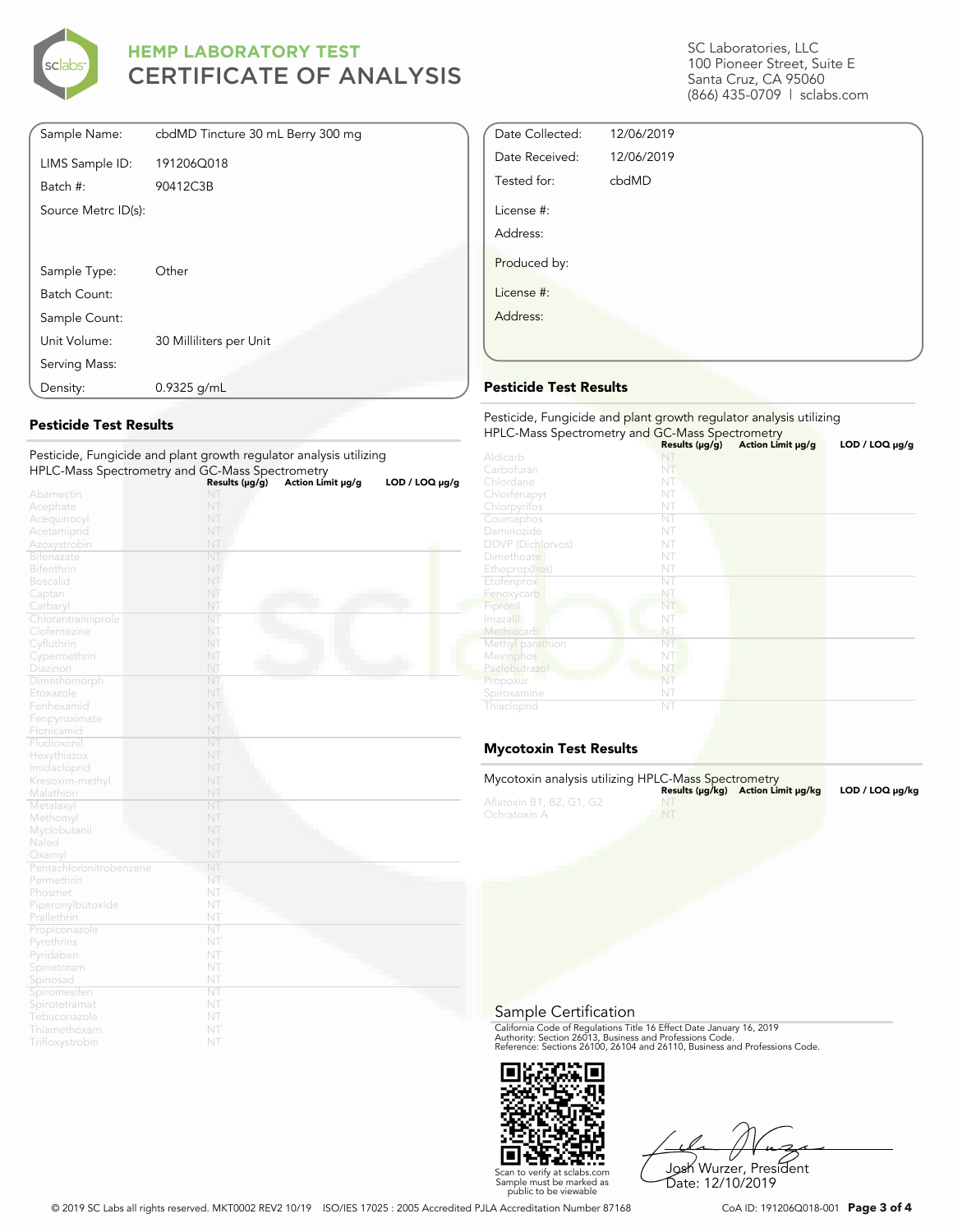# HEMP LABORATORY TEST
# CERTIFICATE OF ANALYSIS

SC Laboratories, LLC
100 Pioneer Street, Suite E
Santa Cruz, CA 95060
(866) 435-0709 | sclabs.com

| | |
|---|---|
| Sample Name: | cbdMD Tincture 30 mL Berry 300 mg |
| LIMS Sample ID: | 191206Q018 |
| Batch #: | 90412C3B |
| Source Metrc ID(s): | |
| Sample Type: | Other |
| Batch Count: | |
| Sample Count: | |
| Unit Volume: | 30 Milliliters per Unit |
| Serving Mass: | |
| Density: | 0.9325 g/mL |

| | |
|---|---|
| Date Collected: | 12/06/2019 |
| Date Received: | 12/06/2019 |
| Tested for: | cbdMD |
| License #: | |
| Address: | |
| Produced by: | |
| License #: | |
| Address: | |

## Pesticide Test Results

Pesticide, Fungicide and plant growth regulator analysis utilizing HPLC-Mass Spectrometry and GC-Mass Spectrometry

| | Results (μg/g) | Action Limit μg/g | LOD / LOQ μg/g |
|---|---|---|---|
| Abamectin | NT | | |
| Acephate | NT | | |
| Acequinocyl | NT | | |
| Acetamiprid | NT | | |
| Azoxystrobin | NT | | |
| Bifenazate | NT | | |
| Bifenthrin | NT | | |
| Boscalid | NT | | |
| Captan | NT | | |
| Carbaryl | NT | | |
| Chlorantraniliprole | NT | | |
| Clofentezine | NT | | |
| Cyfluthrin | NT | | |
| Cypermethrin | NT | | |
| Diazinon | NT | | |
| Dimethomorph | NT | | |
| Etoxazole | NT | | |
| Fenhexamid | NT | | |
| Fenpyroximate | NT | | |
| Flonicamid | NT | | |
| Fludioxonil | NT | | |
| Hexythiazox | NT | | |
| Imidacloprid | NT | | |
| Kresoxim-methyl | NT | | |
| Malathion | NT | | |
| Metalaxyl | NT | | |
| Methomyl | NT | | |
| Myclobutanil | NT | | |
| Naled | NT | | |
| Oxamyl | NT | | |
| Pentachloronitrobenzene | NT | | |
| Permethrin | NT | | |
| Phosmet | NT | | |
| Piperonylbutoxide | NT | | |
| Prallethrin | NT | | |
| Propiconazole | NT | | |
| Pyrethrins | NT | | |
| Pyridaben | NT | | |
| Spinetoram | NT | | |
| Spinosad | NT | | |
| Spiromesifen | NT | | |
| Spirotetramat | NT | | |
| Tebuconazole | NT | | |
| Thiamethoxam | NT | | |
| Trifloxystrobin | NT | | |

## Pesticide Test Results

Pesticide, Fungicide and plant growth regulator analysis utilizing HPLC-Mass Spectrometry and GC-Mass Spectrometry

| | Results (μg/g) | Action Limit μg/g | LOD / LOQ μg/g |
|---|---|---|---|
| Aldicarb | NT | | |
| Carbofuran | NT | | |
| Chlordane | NT | | |
| Chlorfenapyr | NT | | |
| Chlorpyrifos | NT | | |
| Coumaphos | NT | | |
| Daminozide | NT | | |
| DDVP (Dichlorvos) | NT | | |
| Dimethoate | NT | | |
| Ethoprop(hos) | NT | | |
| Etofenprox | NT | | |
| Fenoxycarb | NT | | |
| Fipronil | NT | | |
| Imazalil | NT | | |
| Methiocarb | NT | | |
| Methyl parathion | NT | | |
| Mevinphos | NT | | |
| Paclobutrazol | NT | | |
| Propoxur | NT | | |
| Spiroxamine | NT | | |
| Thiacloprid | NT | | |

## Mycotoxin Test Results

Mycotoxin analysis utilizing HPLC-Mass Spectrometry

| | Results (μg/kg) | Action Limit μg/kg | LOD / LOQ μg/kg |
|---|---|---|---|
| Aflatoxin B1, B2, G1, G2 | NT | | |
| Ochratoxin A | NT | | |

## Sample Certification

California Code of Regulations Title 16 Effect Date January 16, 2019
Authority: Section 26013, Business and Professions Code.
Reference: Sections 26100, 26104 and 26110, Business and Professions Code.

Scan to verify at sclabs.com
Sample must be marked as public to be viewable

Josh Wurzer, President
Date: 12/10/2019

© 2019 SC Labs all rights reserved. MKT0002 REV2 10/19 ISO/IES 17025 : 2005 Accredited PJLA Accreditation Number 87168

CoA ID: 191206Q018-001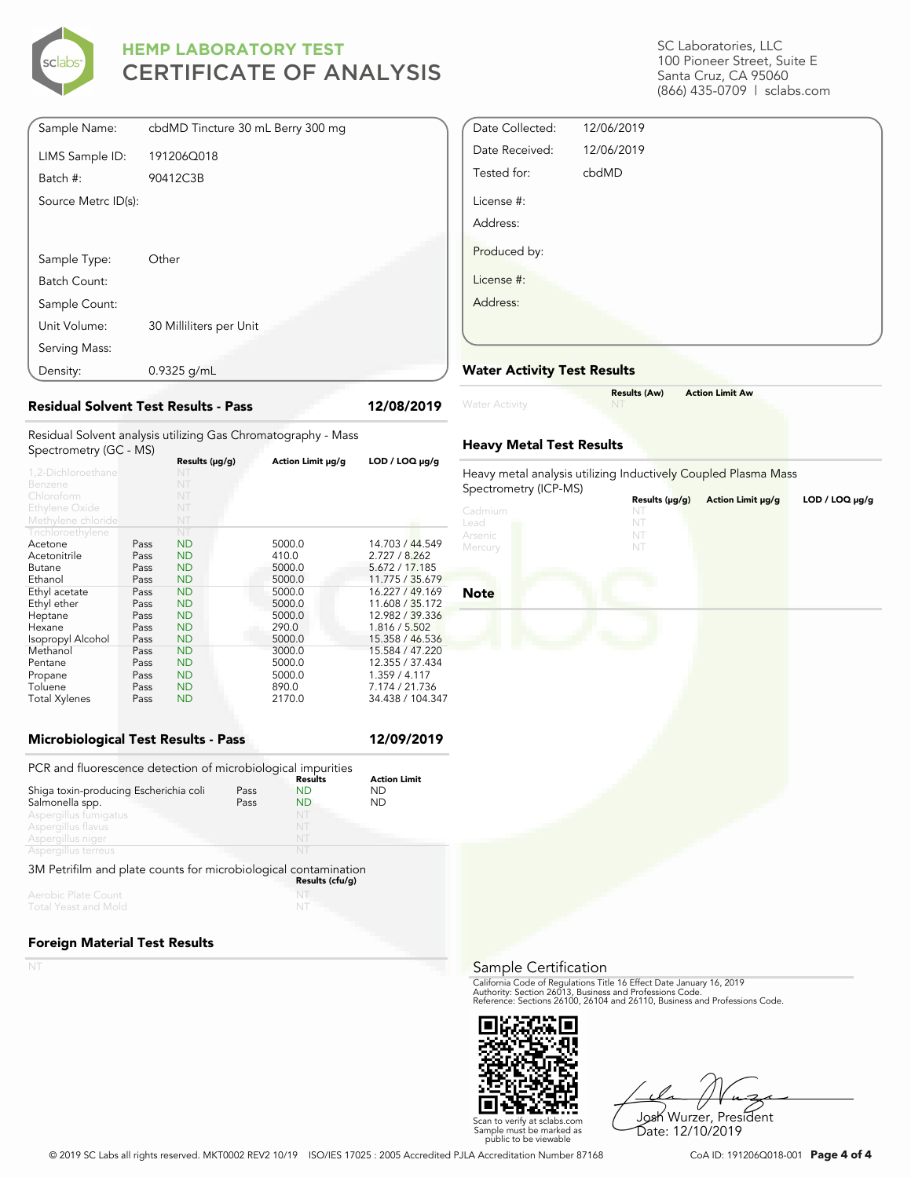# HEMP LABORATORY TEST
# CERTIFICATE OF ANALYSIS

SC Laboratories, LLC
100 Pioneer Street, Suite E
Santa Cruz, CA 95060
(866) 435-0709 | sclabs.com

| | |
|---|---|
| Sample Name: | cbdMD Tincture 30 mL Berry 300 mg |
| LIMS Sample ID: | 191206Q018 |
| Batch #: | 90412C3B |
| Source Metrc ID(s): | |
| Sample Type: | Other |
| Batch Count: | |
| Sample Count: | |
| Unit Volume: | 30 Milliliters per Unit |
| Serving Mass: | |
| Density: | 0.9325 g/mL |

| | |
|---|---|
| Date Collected: | 12/06/2019 |
| Date Received: | 12/06/2019 |
| Tested for: | cbdMD |
| License #: | |
| Address: | |
| Produced by: | |
| License #: | |
| Address: | |

## Residual Solvent Test Results - Pass — 12/08/2019

Residual Solvent analysis utilizing Gas Chromatography - Mass Spectrometry (GC - MS)

| Analyte | | Results (μg/g) | Action Limit μg/g | LOD / LOQ μg/g |
|---|---|---|---|---|
| 1,2-Dichloroethane | | NT | | |
| Benzene | | NT | | |
| Chloroform | | NT | | |
| Ethylene Oxide | | NT | | |
| Methylene chloride | | NT | | |
| Trichloroethylene | | NT | | |
| Acetone | Pass | ND | 5000.0 | 14.703 / 44.549 |
| Acetonitrile | Pass | ND | 410.0 | 2.727 / 8.262 |
| Butane | Pass | ND | 5000.0 | 5.672 / 17.185 |
| Ethanol | Pass | ND | 5000.0 | 11.775 / 35.679 |
| Ethyl acetate | Pass | ND | 5000.0 | 16.227 / 49.169 |
| Ethyl ether | Pass | ND | 5000.0 | 11.608 / 35.172 |
| Heptane | Pass | ND | 5000.0 | 12.982 / 39.336 |
| Hexane | Pass | ND | 290.0 | 1.816 / 5.502 |
| Isopropyl Alcohol | Pass | ND | 5000.0 | 15.358 / 46.536 |
| Methanol | Pass | ND | 3000.0 | 15.584 / 47.220 |
| Pentane | Pass | ND | 5000.0 | 12.355 / 37.434 |
| Propane | Pass | ND | 5000.0 | 1.359 / 4.117 |
| Toluene | Pass | ND | 890.0 | 7.174 / 21.736 |
| Total Xylenes | Pass | ND | 2170.0 | 34.438 / 104.347 |

## Microbiological Test Results - Pass — 12/09/2019

PCR and fluorescence detection of microbiological impurities

| Analyte | | Results | Action Limit |
|---|---|---|---|
| Shiga toxin-producing Escherichia coli | Pass | ND | ND |
| Salmonella spp. | Pass | ND | ND |
| Aspergillus fumigatus | | NT | |
| Aspergillus flavus | | NT | |
| Aspergillus niger | | NT | |
| Aspergillus terreus | | NT | |

3M Petrifilm and plate counts for microbiological contamination

| Analyte | Results (cfu/g) |
|---|---|
| Aerobic Plate Count | NT |
| Total Yeast and Mold | NT |

## Foreign Material Test Results

NT

## Water Activity Test Results

| | Results (Aw) | Action Limit Aw |
|---|---|---|
| Water Activity | NT | |

## Heavy Metal Test Results

Heavy metal analysis utilizing Inductively Coupled Plasma Mass Spectrometry (ICP-MS)

| Analyte | Results (μg/g) | Action Limit μg/g | LOD / LOQ μg/g |
|---|---|---|---|
| Cadmium | NT | | |
| Lead | NT | | |
| Arsenic | NT | | |
| Mercury | NT | | |

## Note

## Sample Certification

California Code of Regulations Title 16 Effect Date January 16, 2019
Authority: Section 26013, Business and Professions Code.
Reference: Sections 26100, 26104 and 26110, Business and Professions Code.

Scan to verify at sclabs.com
Sample must be marked as public to be viewable

Josh Wurzer, President
Date: 12/10/2019

© 2019 SC Labs all rights reserved. MKT0002 REV2 10/19 ISO/IES 17025 : 2005 Accredited PJLA Accreditation Number 87168 CoA ID: 191206Q018-001